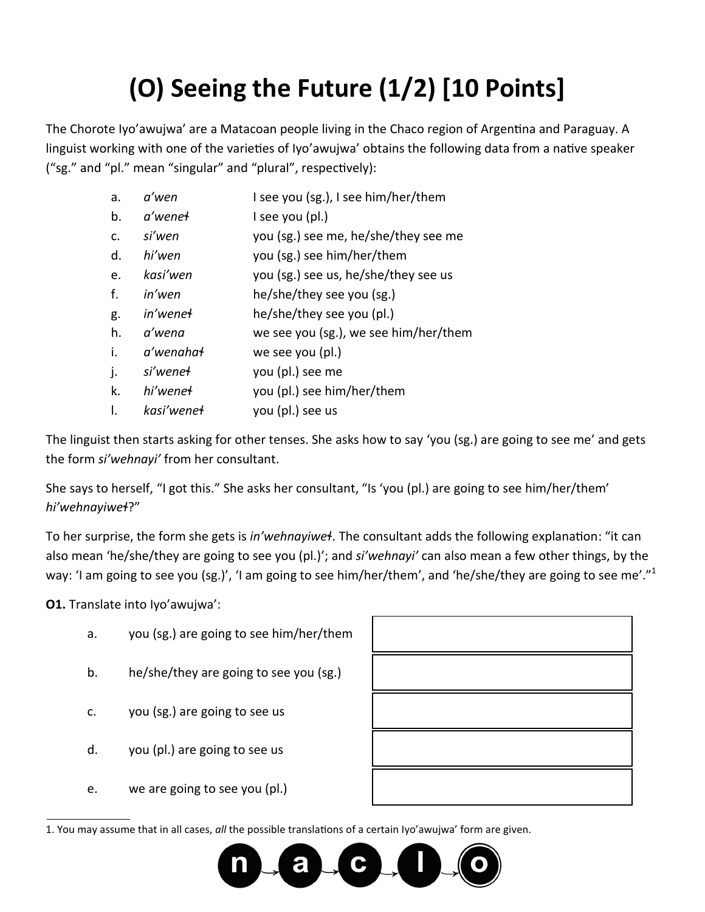# (O) Seeing the Future (1/2) [10 Points]

The Chorote Iyo'awujwa' are a Matacoan people living in the Chaco region of Argentina and Paraguay. A linguist working with one of the varieties of Iyo'awujwa' obtains the following data from a native speaker ("sg." and "pl." mean "singular" and "plural", respectively):

| | | |
|---|---|---|
| a. | *a'wen* | I see you (sg.), I see him/her/them |
| b. | *a'weneɫ* | I see you (pl.) |
| c. | *si'wen* | you (sg.) see me, he/she/they see me |
| d. | *hi'wen* | you (sg.) see him/her/them |
| e. | *kasi'wen* | you (sg.) see us, he/she/they see us |
| f. | *in'wen* | he/she/they see you (sg.) |
| g. | *in'weneɫ* | he/she/they see you (pl.) |
| h. | *a'wena* | we see you (sg.), we see him/her/them |
| i. | *a'wenahaɫ* | we see you (pl.) |
| j. | *si'weneɫ* | you (pl.) see me |
| k. | *hi'weneɫ* | you (pl.) see him/her/them |
| l. | *kasi'weneɫ* | you (pl.) see us |

The linguist then starts asking for other tenses. She asks how to say 'you (sg.) are going to see me' and gets the form *si'wehnayi'* from her consultant.

She says to herself, "I got this." She asks her consultant, "Is 'you (pl.) are going to see him/her/them' *hi'wehnayiweɫ*?"

To her surprise, the form she gets is *in'wehnayiweɫ*. The consultant adds the following explanation: "it can also mean 'he/she/they are going to see you (pl.)'; and *si'wehnayi'* can also mean a few other things, by the way: 'I am going to see you (sg.)', 'I am going to see him/her/them', and 'he/she/they are going to see me'."[1]

**O1.** Translate into Iyo'awujwa':

| | | |
|---|---|---|
| a. | you (sg.) are going to see him/her/them | |
| b. | he/she/they are going to see you (sg.) | |
| c. | you (sg.) are going to see us | |
| d. | you (pl.) are going to see us | |
| e. | we are going to see you (pl.) | |

1. You may assume that in all cases, *all* the possible translations of a certain Iyo'awujwa' form are given.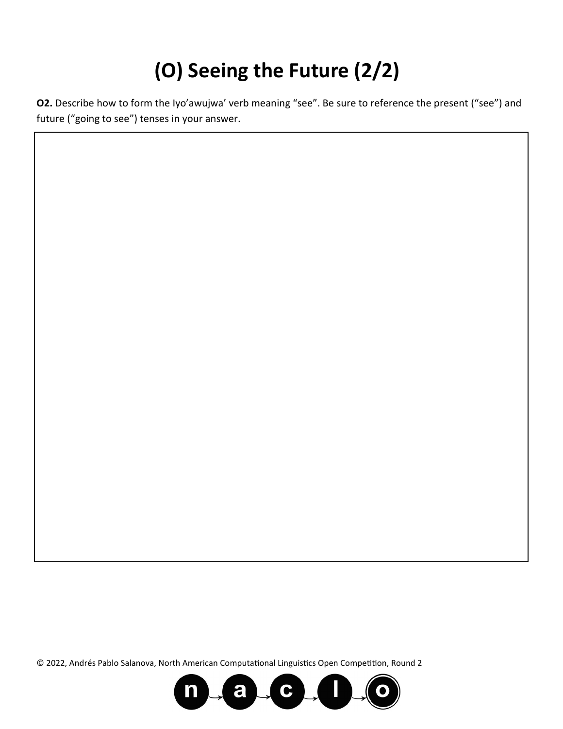# (O) Seeing the Future (2/2)

**O2.** Describe how to form the Iyo'awujwa' verb meaning "see". Be sure to reference the present ("see") and future ("going to see") tenses in your answer.

© 2022, Andrés Pablo Salanova, North American Computational Linguistics Open Competition, Round 2